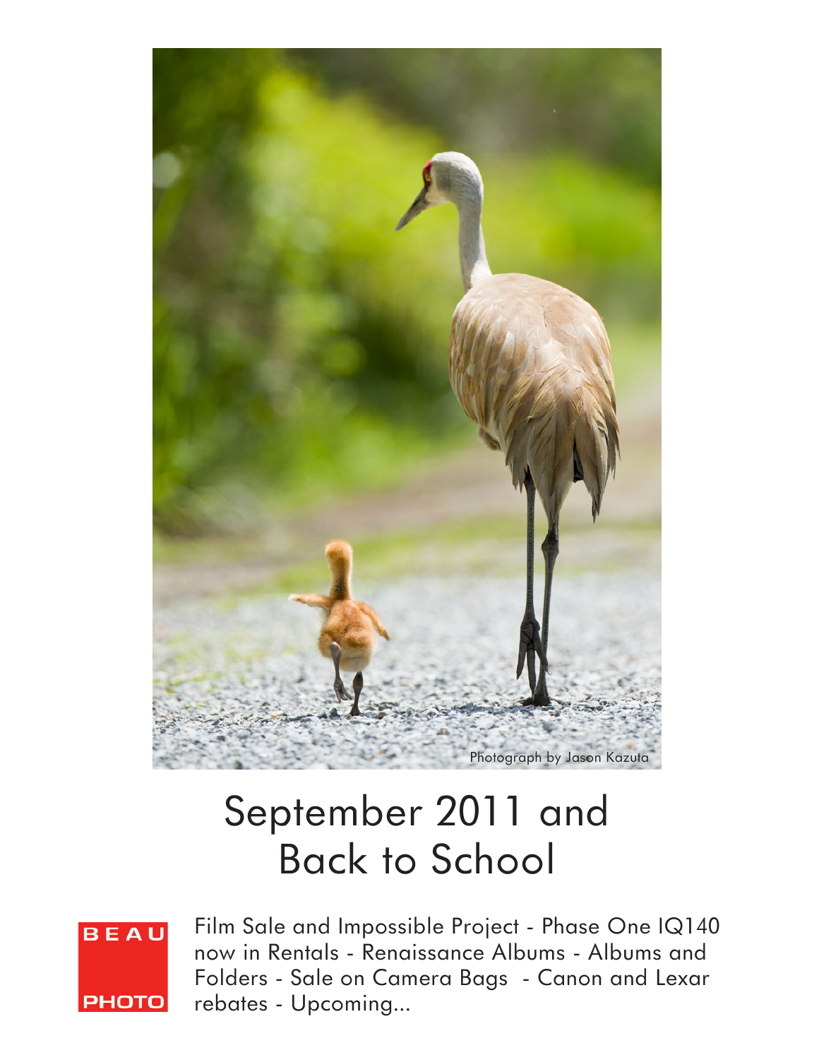Photograph by Jason Kazuta

# September 2011 and Back to School

BEAU PHOTO

Film Sale and Impossible Project - Phase One IQ140 now in Rentals - Renaissance Albums - Albums and Folders - Sale on Camera Bags - Canon and Lexar rebates - Upcoming...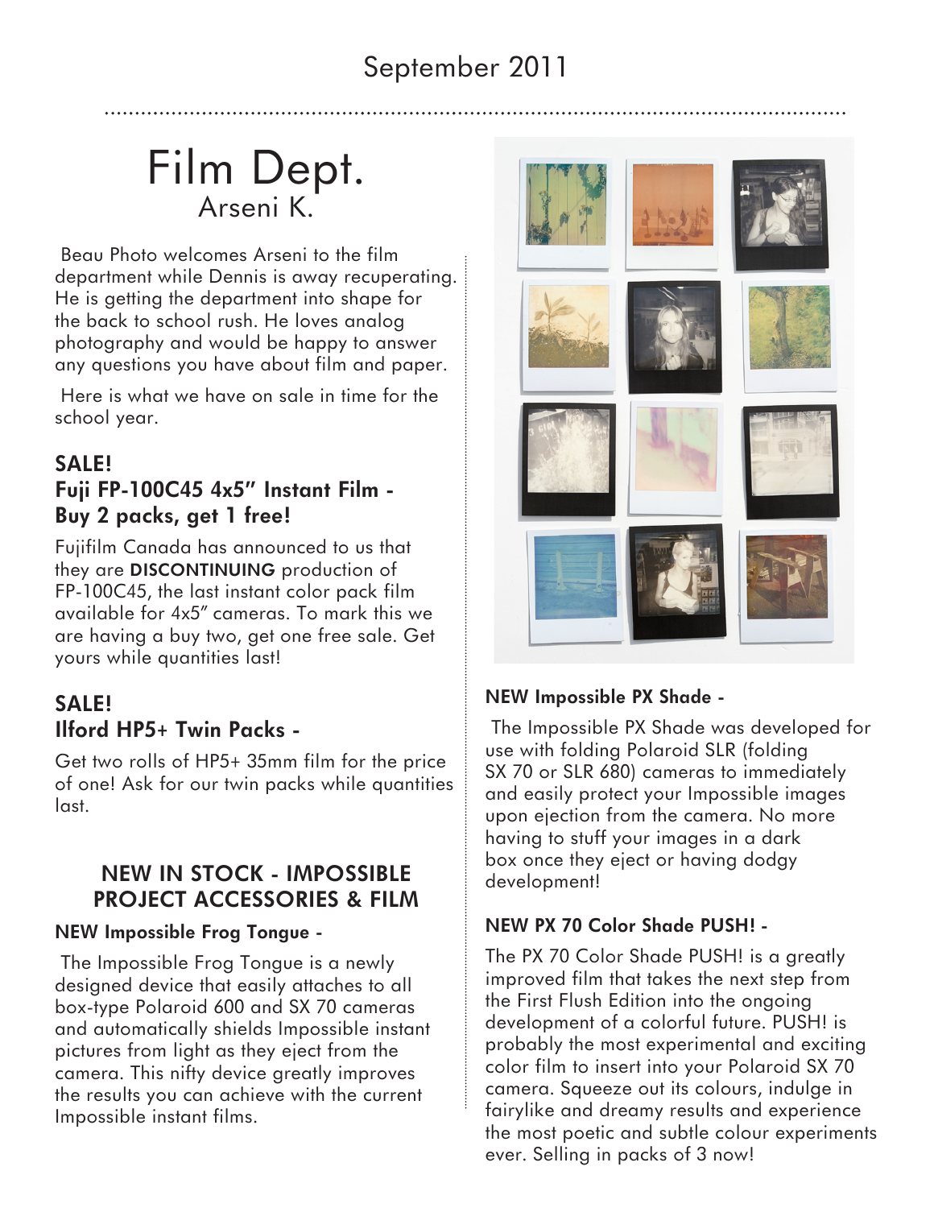September 2011

# Film Dept.
## Arseni K.

Beau Photo welcomes Arseni to the film department while Dennis is away recuperating. He is getting the department into shape for the back to school rush. He loves analog photography and would be happy to answer any questions you have about film and paper.

Here is what we have on sale in time for the school year.

### SALE!
### Fuji FP-100C45 4x5" Instant Film - Buy 2 packs, get 1 free!

Fujifilm Canada has announced to us that they are **DISCONTINUING** production of FP-100C45, the last instant color pack film available for 4x5" cameras. To mark this we are having a buy two, get one free sale. Get yours while quantities last!

### SALE!
### Ilford HP5+ Twin Packs -

Get two rolls of HP5+ 35mm film for the price of one! Ask for our twin packs while quantities last.

## NEW IN STOCK - IMPOSSIBLE PROJECT ACCESSORIES & FILM

#### NEW Impossible Frog Tongue -

The Impossible Frog Tongue is a newly designed device that easily attaches to all box-type Polaroid 600 and SX 70 cameras and automatically shields Impossible instant pictures from light as they eject from the camera. This nifty device greatly improves the results you can achieve with the current Impossible instant films.

#### NEW Impossible PX Shade -

The Impossible PX Shade was developed for use with folding Polaroid SLR (folding SX 70 or SLR 680) cameras to immediately and easily protect your Impossible images upon ejection from the camera. No more having to stuff your images in a dark box once they eject or having dodgy development!

#### NEW PX 70 Color Shade PUSH! -

The PX 70 Color Shade PUSH! is a greatly improved film that takes the next step from the First Flush Edition into the ongoing development of a colorful future. PUSH! is probably the most experimental and exciting color film to insert into your Polaroid SX 70 camera. Squeeze out its colours, indulge in fairylike and dreamy results and experience the most poetic and subtle colour experiments ever. Selling in packs of 3 now!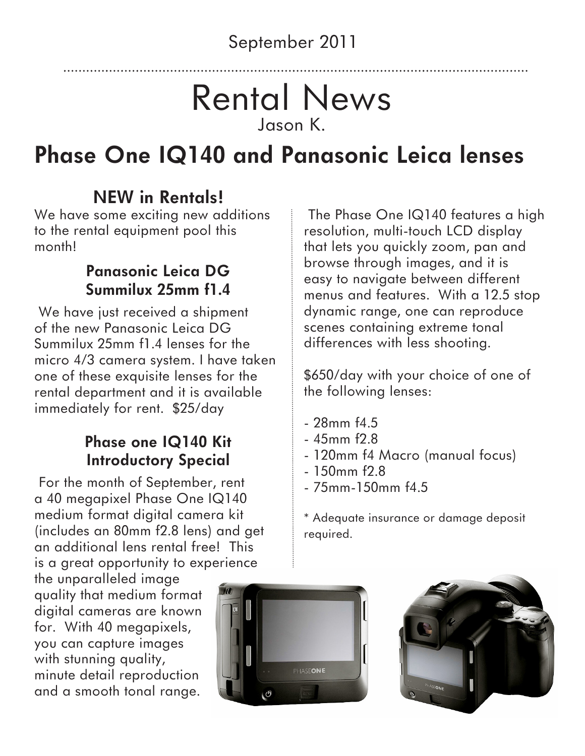September 2011

# Rental News

Jason K.

## Phase One IQ140 and Panasonic Leica lenses

### NEW in Rentals!

We have some exciting new additions to the rental equipment pool this month!

#### Panasonic Leica DG Summilux 25mm f1.4

We have just received a shipment of the new Panasonic Leica DG Summilux 25mm f1.4 lenses for the micro 4/3 camera system. I have taken one of these exquisite lenses for the rental department and it is available immediately for rent. $25/day

#### Phase one IQ140 Kit Introductory Special

For the month of September, rent a 40 megapixel Phase One IQ140 medium format digital camera kit (includes an 80mm f2.8 lens) and get an additional lens rental free! This is a great opportunity to experience the unparalleled image quality that medium format digital cameras are known for. With 40 megapixels, you can capture images with stunning quality, minute detail reproduction and a smooth tonal range.

The Phase One IQ140 features a high resolution, multi-touch LCD display that lets you quickly zoom, pan and browse through images, and it is easy to navigate between different menus and features. With a 12.5 stop dynamic range, one can reproduce scenes containing extreme tonal differences with less shooting.

$650/day with your choice of one of the following lenses:

- 28mm f4.5
- 45mm f2.8
- 120mm f4 Macro (manual focus)
- 150mm f2.8
- 75mm-150mm f4.5

* Adequate insurance or damage deposit required.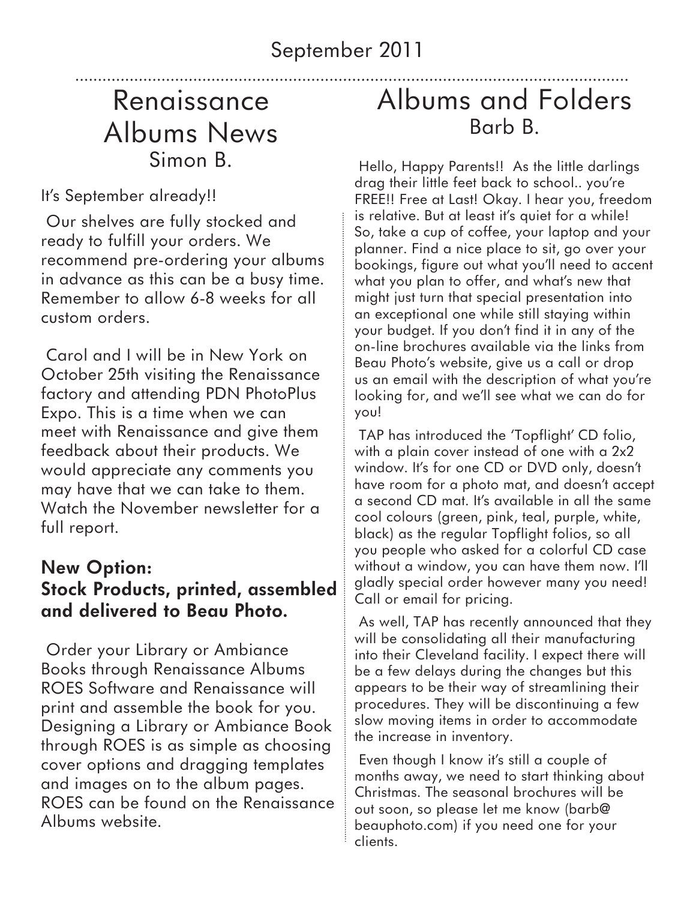September 2011

# Renaissance Albums News

Simon B.

It's September already!!

Our shelves are fully stocked and ready to fulfill your orders. We recommend pre-ordering your albums in advance as this can be a busy time. Remember to allow 6-8 weeks for all custom orders.

Carol and I will be in New York on October 25th visiting the Renaissance factory and attending PDN PhotoPlus Expo. This is a time when we can meet with Renaissance and give them feedback about their products. We would appreciate any comments you may have that we can take to them. Watch the November newsletter for a full report.

### New Option: Stock Products, printed, assembled and delivered to Beau Photo.

Order your Library or Ambiance Books through Renaissance Albums ROES Software and Renaissance will print and assemble the book for you. Designing a Library or Ambiance Book through ROES is as simple as choosing cover options and dragging templates and images on to the album pages. ROES can be found on the Renaissance Albums website.

# Albums and Folders

Barb B.

Hello, Happy Parents!! As the little darlings drag their little feet back to school.. you're FREE!! Free at Last! Okay. I hear you, freedom is relative. But at least it's quiet for a while! So, take a cup of coffee, your laptop and your planner. Find a nice place to sit, go over your bookings, figure out what you'll need to accent what you plan to offer, and what's new that might just turn that special presentation into an exceptional one while still staying within your budget. If you don't find it in any of the on-line brochures available via the links from Beau Photo's website, give us a call or drop us an email with the description of what you're looking for, and we'll see what we can do for you!

TAP has introduced the 'Topflight' CD folio, with a plain cover instead of one with a 2x2 window. It's for one CD or DVD only, doesn't have room for a photo mat, and doesn't accept a second CD mat. It's available in all the same cool colours (green, pink, teal, purple, white, black) as the regular Topflight folios, so all you people who asked for a colorful CD case without a window, you can have them now. I'll gladly special order however many you need! Call or email for pricing.

As well, TAP has recently announced that they will be consolidating all their manufacturing into their Cleveland facility. I expect there will be a few delays during the changes but this appears to be their way of streamlining their procedures. They will be discontinuing a few slow moving items in order to accommodate the increase in inventory.

Even though I know it's still a couple of months away, we need to start thinking about Christmas. The seasonal brochures will be out soon, so please let me know (barb@beauphoto.com) if you need one for your clients.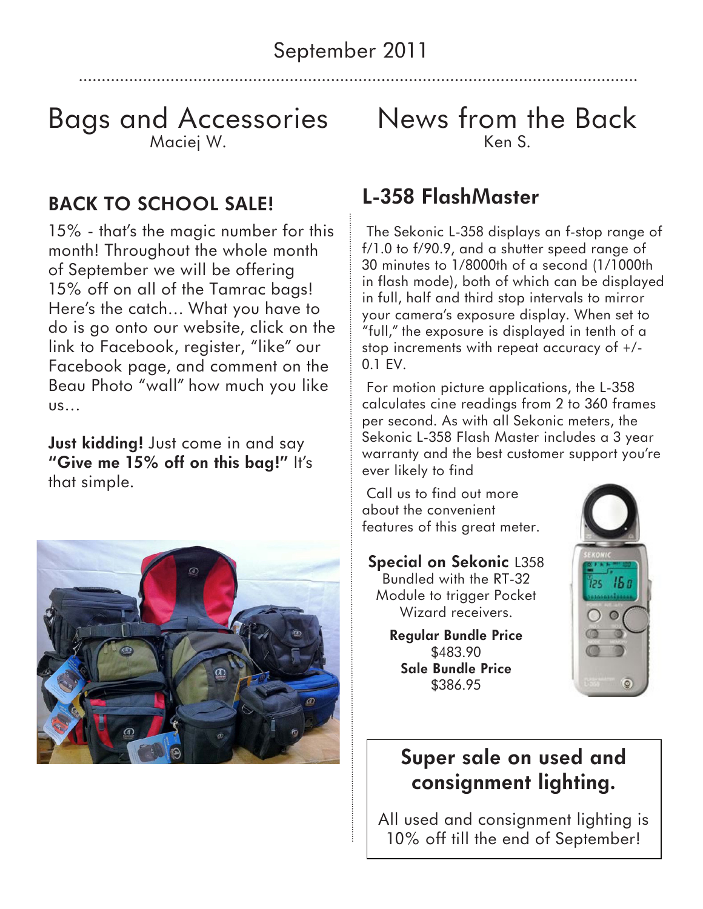September 2011

# Bags and Accessories

Maciej W.

## BACK TO SCHOOL SALE!

15% - that's the magic number for this month! Throughout the whole month of September we will be offering 15% off on all of the Tamrac bags! Here's the catch… What you have to do is go onto our website, click on the link to Facebook, register, "like" our Facebook page, and comment on the Beau Photo "wall" how much you like us…

**Just kidding!** Just come in and say **"Give me 15% off on this bag!"** It's that simple.

# News from the Back

Ken S.

## L-358 FlashMaster

The Sekonic L-358 displays an f-stop range of f/1.0 to f/90.9, and a shutter speed range of 30 minutes to 1/8000th of a second (1/1000th in flash mode), both of which can be displayed in full, half and third stop intervals to mirror your camera's exposure display. When set to "full," the exposure is displayed in tenth of a stop increments with repeat accuracy of +/- 0.1 EV.

For motion picture applications, the L-358 calculates cine readings from 2 to 360 frames per second. As with all Sekonic meters, the Sekonic L-358 Flash Master includes a 3 year warranty and the best customer support you're ever likely to find

Call us to find out more about the convenient features of this great meter.

**Special on Sekonic** L358
Bundled with the RT-32 Module to trigger Pocket Wizard receivers.

**Regular Bundle Price**
$483.90
**Sale Bundle Price**
$386.95

## Super sale on used and consignment lighting.

All used and consignment lighting is 10% off till the end of September!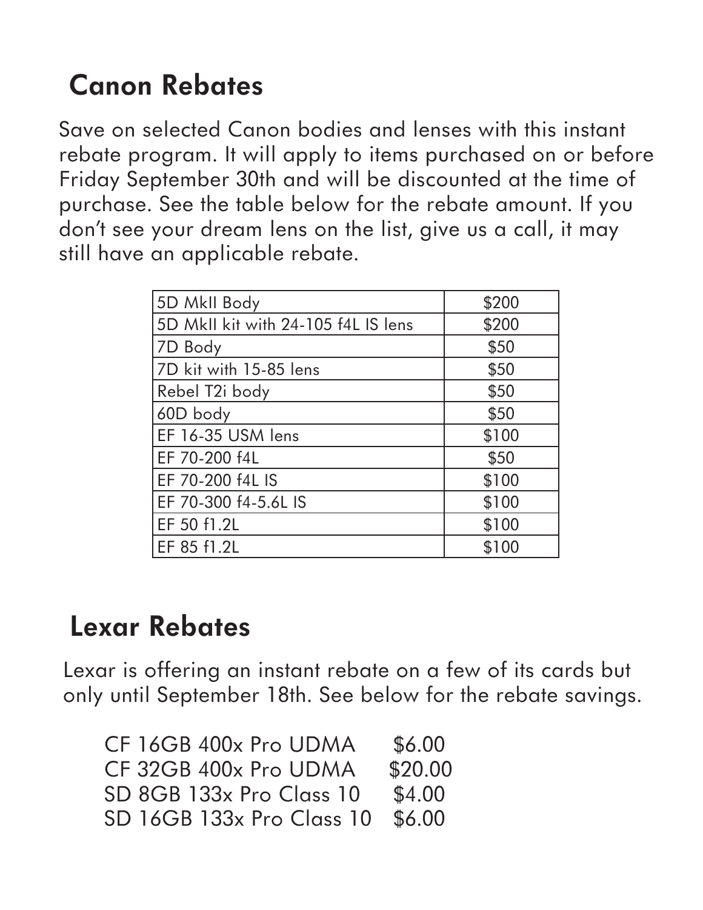## Canon Rebates

Save on selected Canon bodies and lenses with this instant rebate program. It will apply to items purchased on or before Friday September 30th and will be discounted at the time of purchase. See the table below for the rebate amount. If you don't see your dream lens on the list, give us a call, it may still have an applicable rebate.

| | |
|---|---|
| 5D MkII Body | \$200 |
| 5D MkII kit with 24-105 f4L IS lens | \$200 |
| 7D Body | \$50 |
| 7D kit with 15-85 lens | \$50 |
| Rebel T2i body | \$50 |
| 60D body | \$50 |
| EF 16-35 USM lens | \$100 |
| EF 70-200 f4L | \$50 |
| EF 70-200 f4L IS | \$100 |
| EF 70-300 f4-5.6L IS | \$100 |
| EF 50 f1.2L | \$100 |
| EF 85 f1.2L | \$100 |

## Lexar Rebates

Lexar is offering an instant rebate on a few of its cards but only until September 18th. See below for the rebate savings.

CF 16GB 400x Pro UDMA \$6.00
CF 32GB 400x Pro UDMA \$20.00
SD 8GB 133x Pro Class 10 \$4.00
SD 16GB 133x Pro Class 10 \$6.00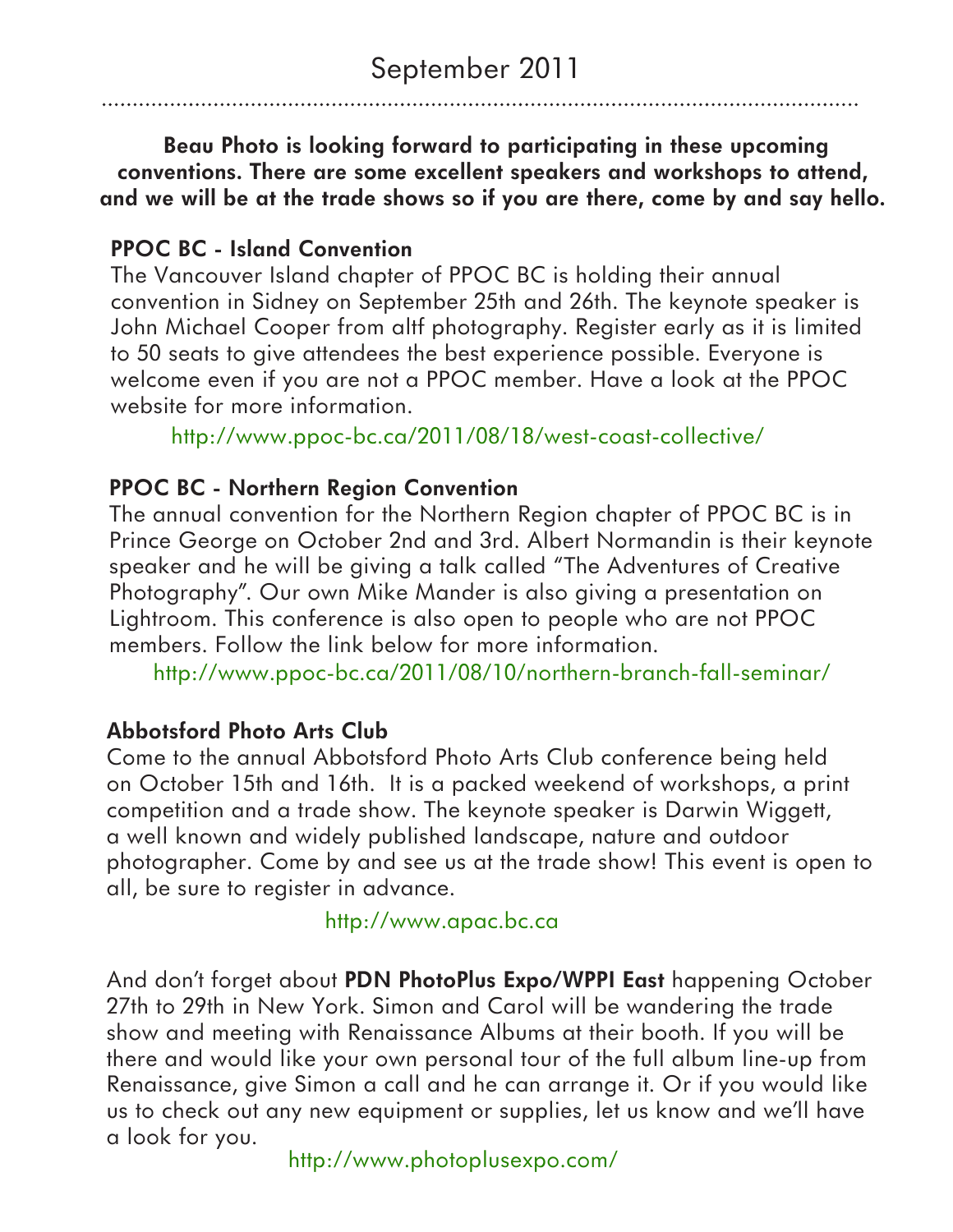# September 2011

**Beau Photo is looking forward to participating in these upcoming conventions. There are some excellent speakers and workshops to attend, and we will be at the trade shows so if you are there, come by and say hello.**

## PPOC BC - Island Convention

The Vancouver Island chapter of PPOC BC is holding their annual convention in Sidney on September 25th and 26th. The keynote speaker is John Michael Cooper from altf photography. Register early as it is limited to 50 seats to give attendees the best experience possible. Everyone is welcome even if you are not a PPOC member. Have a look at the PPOC website for more information.

http://www.ppoc-bc.ca/2011/08/18/west-coast-collective/

## PPOC BC - Northern Region Convention

The annual convention for the Northern Region chapter of PPOC BC is in Prince George on October 2nd and 3rd. Albert Normandin is their keynote speaker and he will be giving a talk called "The Adventures of Creative Photography". Our own Mike Mander is also giving a presentation on Lightroom. This conference is also open to people who are not PPOC members. Follow the link below for more information.

http://www.ppoc-bc.ca/2011/08/10/northern-branch-fall-seminar/

## Abbotsford Photo Arts Club

Come to the annual Abbotsford Photo Arts Club conference being held on October 15th and 16th. It is a packed weekend of workshops, a print competition and a trade show. The keynote speaker is Darwin Wiggett, a well known and widely published landscape, nature and outdoor photographer. Come by and see us at the trade show! This event is open to all, be sure to register in advance.

http://www.apac.bc.ca

And don't forget about **PDN PhotoPlus Expo/WPPI East** happening October 27th to 29th in New York. Simon and Carol will be wandering the trade show and meeting with Renaissance Albums at their booth. If you will be there and would like your own personal tour of the full album line-up from Renaissance, give Simon a call and he can arrange it. Or if you would like us to check out any new equipment or supplies, let us know and we'll have a look for you.

http://www.photoplusexpo.com/